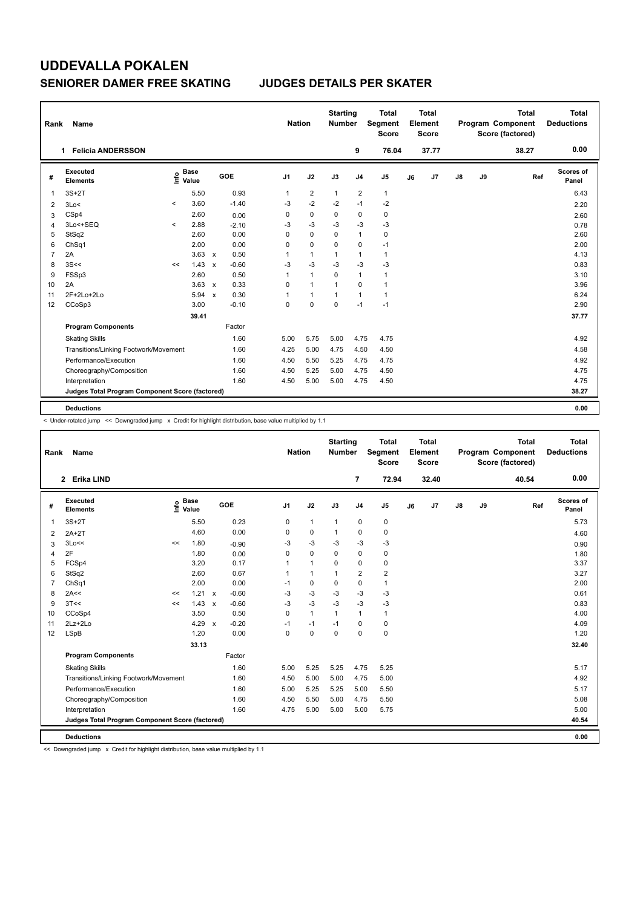# UDDEVALLA POKALEN

## SENIORER DAMER FREE SKATING JUDGES DETAILS PER SKATER

| Rank | Name | Nation | Starting Number | Total Segment Score | Total Element Score | Total Program Component Score (factored) | Total Deductions |
|---|---|---|---|---|---|---|---|
| 1 | Felicia ANDERSSON | | 9 | 76.04 | 37.77 | 38.27 | 0.00 |

| # | Executed Elements | Info | Base Value | | GOE | J1 | J2 | J3 | J4 | J5 | J6 | J7 | J8 | J9 | Ref | Scores of Panel |
|---|---|---|---|---|---|---|---|---|---|---|---|---|---|---|---|---|
| 1 | 3S+2T | | 5.50 | | 0.93 | 1 | 2 | 1 | 2 | 1 | | | | | | 6.43 |
| 2 | 3Lo< | < | 3.60 | | -1.40 | -3 | -2 | -2 | -1 | -2 | | | | | | 2.20 |
| 3 | CSp4 | | 2.60 | | 0.00 | 0 | 0 | 0 | 0 | 0 | | | | | | 2.60 |
| 4 | 3Lo<+SEQ | < | 2.88 | | -2.10 | -3 | -3 | -3 | -3 | -3 | | | | | | 0.78 |
| 5 | StSq2 | | 2.60 | | 0.00 | 0 | 0 | 0 | 1 | 0 | | | | | | 2.60 |
| 6 | ChSq1 | | 2.00 | | 0.00 | 0 | 0 | 0 | 0 | -1 | | | | | | 2.00 |
| 7 | 2A | | 3.63 | x | 0.50 | 1 | 1 | 1 | 1 | 1 | | | | | | 4.13 |
| 8 | 3S<< | << | 1.43 | x | -0.60 | -3 | -3 | -3 | -3 | -3 | | | | | | 0.83 |
| 9 | FSSp3 | | 2.60 | | 0.50 | 1 | 1 | 0 | 1 | 1 | | | | | | 3.10 |
| 10 | 2A | | 3.63 | x | 0.33 | 0 | 1 | 1 | 0 | 1 | | | | | | 3.96 |
| 11 | 2F+2Lo+2Lo | | 5.94 | x | 0.30 | 1 | 1 | 1 | 1 | 1 | | | | | | 6.24 |
| 12 | CCoSp3 | | 3.00 | | -0.10 | 0 | 0 | 0 | -1 | -1 | | | | | | 2.90 |
| | | | 39.41 | | | | | | | | | | | | | 37.77 |
| | **Program Components** | | | | Factor | | | | | | | | | | | |
| | Skating Skills | | | | 1.60 | 5.00 | 5.75 | 5.00 | 4.75 | 4.75 | | | | | | 4.92 |
| | Transitions/Linking Footwork/Movement | | | | 1.60 | 4.25 | 5.00 | 4.75 | 4.50 | 4.50 | | | | | | 4.58 |
| | Performance/Execution | | | | 1.60 | 4.50 | 5.50 | 5.25 | 4.75 | 4.75 | | | | | | 4.92 |
| | Choreography/Composition | | | | 1.60 | 4.50 | 5.25 | 5.00 | 4.75 | 4.50 | | | | | | 4.75 |
| | Interpretation | | | | 1.60 | 4.50 | 5.00 | 5.00 | 4.75 | 4.50 | | | | | | 4.75 |
| | **Judges Total Program Component Score (factored)** | | | | | | | | | | | | | | | 38.27 |
| | **Deductions** | | | | | | | | | | | | | | | 0.00 |

< Under-rotated jump << Downgraded jump x Credit for highlight distribution, base value multiplied by 1.1

| Rank | Name | Nation | Starting Number | Total Segment Score | Total Element Score | Total Program Component Score (factored) | Total Deductions |
|---|---|---|---|---|---|---|---|
| 2 | Erika LIND | | 7 | 72.94 | 32.40 | 40.54 | 0.00 |

| # | Executed Elements | Info | Base Value | | GOE | J1 | J2 | J3 | J4 | J5 | J6 | J7 | J8 | J9 | Ref | Scores of Panel |
|---|---|---|---|---|---|---|---|---|---|---|---|---|---|---|---|---|
| 1 | 3S+2T | | 5.50 | | 0.23 | 0 | 1 | 1 | 0 | 0 | | | | | | 5.73 |
| 2 | 2A+2T | | 4.60 | | 0.00 | 0 | 0 | 1 | 0 | 0 | | | | | | 4.60 |
| 3 | 3Lo<< | << | 1.80 | | -0.90 | -3 | -3 | -3 | -3 | -3 | | | | | | 0.90 |
| 4 | 2F | | 1.80 | | 0.00 | 0 | 0 | 0 | 0 | 0 | | | | | | 1.80 |
| 5 | FCSp4 | | 3.20 | | 0.17 | 1 | 1 | 0 | 0 | 0 | | | | | | 3.37 |
| 6 | StSq2 | | 2.60 | | 0.67 | 1 | 1 | 1 | 2 | 2 | | | | | | 3.27 |
| 7 | ChSq1 | | 2.00 | | 0.00 | -1 | 0 | 0 | 0 | 1 | | | | | | 2.00 |
| 8 | 2A<< | << | 1.21 | x | -0.60 | -3 | -3 | -3 | -3 | -3 | | | | | | 0.61 |
| 9 | 3T<< | << | 1.43 | x | -0.60 | -3 | -3 | -3 | -3 | -3 | | | | | | 0.83 |
| 10 | CCoSp4 | | 3.50 | | 0.50 | 0 | 1 | 1 | 1 | 1 | | | | | | 4.00 |
| 11 | 2Lz+2Lo | | 4.29 | x | -0.20 | -1 | -1 | -1 | 0 | 0 | | | | | | 4.09 |
| 12 | LSpB | | 1.20 | | 0.00 | 0 | 0 | 0 | 0 | 0 | | | | | | 1.20 |
| | | | 33.13 | | | | | | | | | | | | | 32.40 |
| | **Program Components** | | | | Factor | | | | | | | | | | | |
| | Skating Skills | | | | 1.60 | 5.00 | 5.25 | 5.25 | 4.75 | 5.25 | | | | | | 5.17 |
| | Transitions/Linking Footwork/Movement | | | | 1.60 | 4.50 | 5.00 | 5.00 | 4.75 | 5.00 | | | | | | 4.92 |
| | Performance/Execution | | | | 1.60 | 5.00 | 5.25 | 5.25 | 5.00 | 5.50 | | | | | | 5.17 |
| | Choreography/Composition | | | | 1.60 | 4.50 | 5.50 | 5.00 | 4.75 | 5.50 | | | | | | 5.08 |
| | Interpretation | | | | 1.60 | 4.75 | 5.00 | 5.00 | 5.00 | 5.75 | | | | | | 5.00 |
| | **Judges Total Program Component Score (factored)** | | | | | | | | | | | | | | | 40.54 |
| | **Deductions** | | | | | | | | | | | | | | | 0.00 |

<< Downgraded jump x Credit for highlight distribution, base value multiplied by 1.1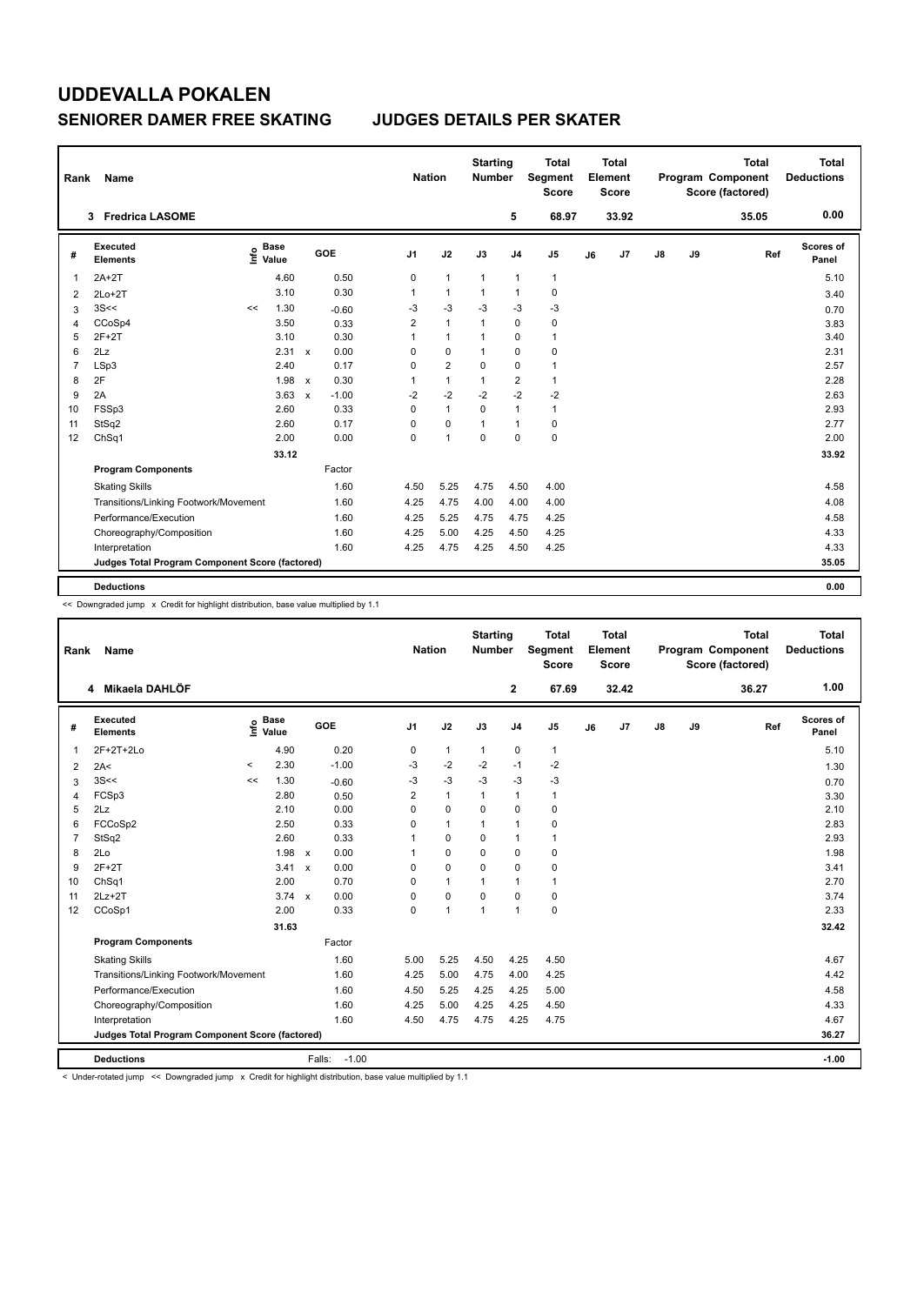# UDDEVALLA POKALEN

## SENIORER DAMER FREE SKATING — JUDGES DETAILS PER SKATER

| Rank | Name | Nation | Starting Number | Total Segment Score | Total Element Score | Total Program Component Score (factored) | Total Deductions |
|---|---|---|---|---|---|---|---|
| 3 | Fredrica LASOME | | 5 | 68.97 | 33.92 | 35.05 | 0.00 |

| # | Executed Elements | Info | Base Value | | GOE | J1 | J2 | J3 | J4 | J5 | J6 | J7 | J8 | J9 | Ref | Scores of Panel |
|---|---|---|---|---|---|---|---|---|---|---|---|---|---|---|---|---|
| 1 | 2A+2T | | 4.60 | | 0.50 | 0 | 1 | 1 | 1 | 1 | | | | | | 5.10 |
| 2 | 2Lo+2T | | 3.10 | | 0.30 | 1 | 1 | 1 | 1 | 0 | | | | | | 3.40 |
| 3 | 3S<< | << | 1.30 | | -0.60 | -3 | -3 | -3 | -3 | -3 | | | | | | 0.70 |
| 4 | CCoSp4 | | 3.50 | | 0.33 | 2 | 1 | 1 | 0 | 0 | | | | | | 3.83 |
| 5 | 2F+2T | | 3.10 | | 0.30 | 1 | 1 | 1 | 0 | 1 | | | | | | 3.40 |
| 6 | 2Lz | | 2.31 | x | 0.00 | 0 | 0 | 1 | 0 | 0 | | | | | | 2.31 |
| 7 | LSp3 | | 2.40 | | 0.17 | 0 | 2 | 0 | 0 | 1 | | | | | | 2.57 |
| 8 | 2F | | 1.98 | x | 0.30 | 1 | 1 | 1 | 2 | 1 | | | | | | 2.28 |
| 9 | 2A | | 3.63 | x | -1.00 | -2 | -2 | -2 | -2 | -2 | | | | | | 2.63 |
| 10 | FSSp3 | | 2.60 | | 0.33 | 0 | 1 | 0 | 1 | 1 | | | | | | 2.93 |
| 11 | StSq2 | | 2.60 | | 0.17 | 0 | 0 | 1 | 1 | 0 | | | | | | 2.77 |
| 12 | ChSq1 | | 2.00 | | 0.00 | 0 | 1 | 0 | 0 | 0 | | | | | | 2.00 |
| | | | 33.12 | | | | | | | | | | | | | 33.92 |

| Program Components | Factor | J1 | J2 | J3 | J4 | J5 | J6 | J7 | J8 | J9 | Scores of Panel |
|---|---|---|---|---|---|---|---|---|---|---|---|
| Skating Skills | 1.60 | 4.50 | 5.25 | 4.75 | 4.50 | 4.00 | | | | | 4.58 |
| Transitions/Linking Footwork/Movement | 1.60 | 4.25 | 4.75 | 4.00 | 4.00 | 4.00 | | | | | 4.08 |
| Performance/Execution | 1.60 | 4.25 | 5.25 | 4.75 | 4.75 | 4.25 | | | | | 4.58 |
| Choreography/Composition | 1.60 | 4.25 | 5.00 | 4.25 | 4.50 | 4.25 | | | | | 4.33 |
| Interpretation | 1.60 | 4.25 | 4.75 | 4.25 | 4.50 | 4.25 | | | | | 4.33 |
| Judges Total Program Component Score (factored) | | | | | | | | | | | 35.05 |
| **Deductions** | | | | | | | | | | | 0.00 |

<< Downgraded jump x Credit for highlight distribution, base value multiplied by 1.1

| Rank | Name | Nation | Starting Number | Total Segment Score | Total Element Score | Total Program Component Score (factored) | Total Deductions |
|---|---|---|---|---|---|---|---|
| 4 | Mikaela DAHLÖF | | 2 | 67.69 | 32.42 | 36.27 | 1.00 |

| # | Executed Elements | Info | Base Value | | GOE | J1 | J2 | J3 | J4 | J5 | J6 | J7 | J8 | J9 | Ref | Scores of Panel |
|---|---|---|---|---|---|---|---|---|---|---|---|---|---|---|---|---|
| 1 | 2F+2T+2Lo | | 4.90 | | 0.20 | 0 | 1 | 1 | 0 | 1 | | | | | | 5.10 |
| 2 | 2A< | < | 2.30 | | -1.00 | -3 | -2 | -2 | -1 | -2 | | | | | | 1.30 |
| 3 | 3S<< | << | 1.30 | | -0.60 | -3 | -3 | -3 | -3 | -3 | | | | | | 0.70 |
| 4 | FCSp3 | | 2.80 | | 0.50 | 2 | 1 | 1 | 1 | 1 | | | | | | 3.30 |
| 5 | 2Lz | | 2.10 | | 0.00 | 0 | 0 | 0 | 0 | 0 | | | | | | 2.10 |
| 6 | FCCoSp2 | | 2.50 | | 0.33 | 0 | 1 | 1 | 1 | 0 | | | | | | 2.83 |
| 7 | StSq2 | | 2.60 | | 0.33 | 1 | 0 | 0 | 1 | 1 | | | | | | 2.93 |
| 8 | 2Lo | | 1.98 | x | 0.00 | 1 | 0 | 0 | 0 | 0 | | | | | | 1.98 |
| 9 | 2F+2T | | 3.41 | x | 0.00 | 0 | 0 | 0 | 0 | 0 | | | | | | 3.41 |
| 10 | ChSq1 | | 2.00 | | 0.70 | 0 | 1 | 1 | 1 | 1 | | | | | | 2.70 |
| 11 | 2Lz+2T | | 3.74 | x | 0.00 | 0 | 0 | 0 | 0 | 0 | | | | | | 3.74 |
| 12 | CCoSp1 | | 2.00 | | 0.33 | 0 | 1 | 1 | 1 | 0 | | | | | | 2.33 |
| | | | 31.63 | | | | | | | | | | | | | 32.42 |

| Program Components | Factor | J1 | J2 | J3 | J4 | J5 | J6 | J7 | J8 | J9 | Scores of Panel |
|---|---|---|---|---|---|---|---|---|---|---|---|
| Skating Skills | 1.60 | 5.00 | 5.25 | 4.50 | 4.25 | 4.50 | | | | | 4.67 |
| Transitions/Linking Footwork/Movement | 1.60 | 4.25 | 5.00 | 4.75 | 4.00 | 4.25 | | | | | 4.42 |
| Performance/Execution | 1.60 | 4.50 | 5.25 | 4.25 | 4.25 | 5.00 | | | | | 4.58 |
| Choreography/Composition | 1.60 | 4.25 | 5.00 | 4.25 | 4.25 | 4.50 | | | | | 4.33 |
| Interpretation | 1.60 | 4.50 | 4.75 | 4.75 | 4.25 | 4.75 | | | | | 4.67 |
| Judges Total Program Component Score (factored) | | | | | | | | | | | 36.27 |
| **Deductions** | Falls: -1.00 | | | | | | | | | | -1.00 |

< Under-rotated jump << Downgraded jump x Credit for highlight distribution, base value multiplied by 1.1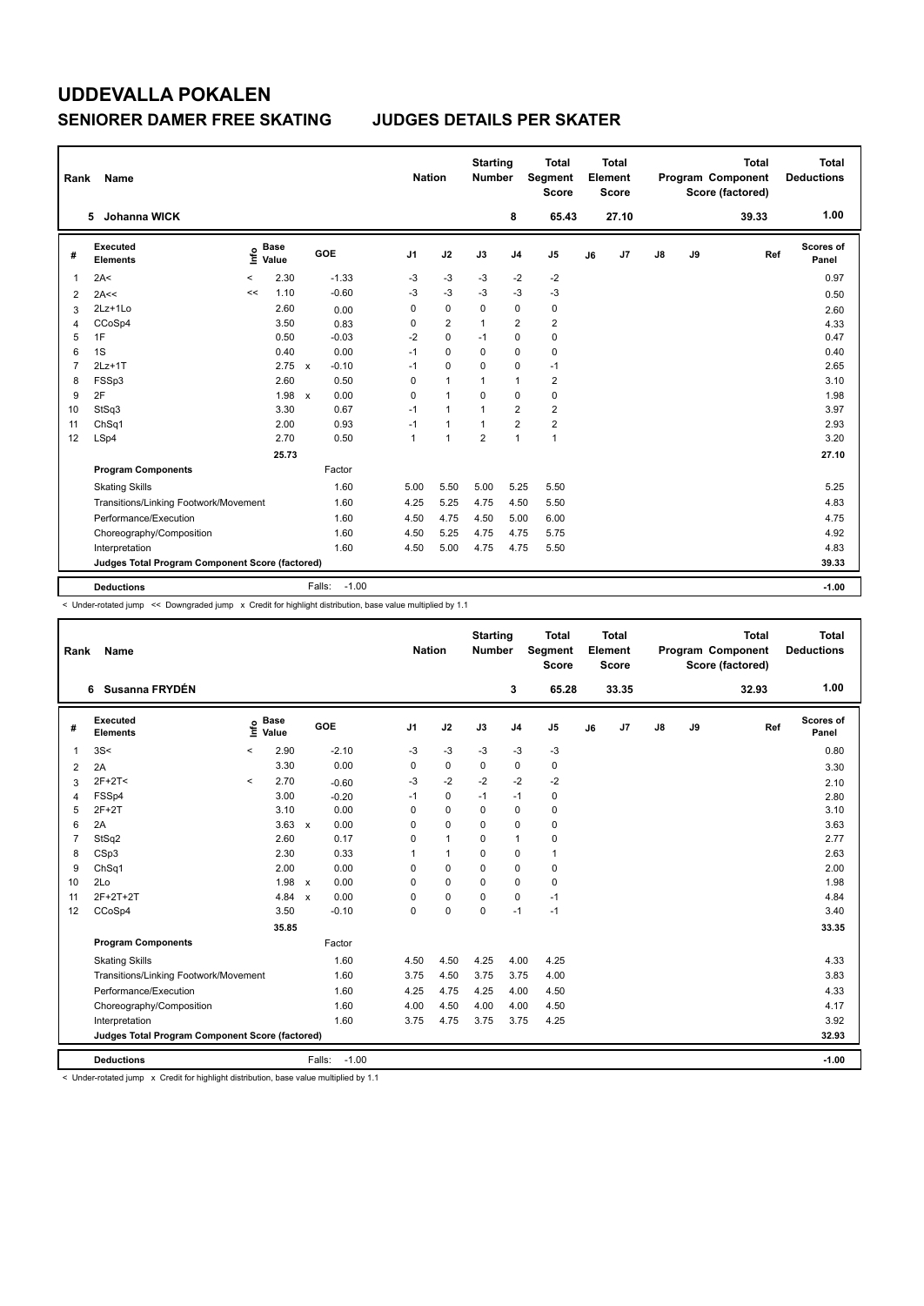# UDDEVALLA POKALEN

## SENIORER DAMER FREE SKATING JUDGES DETAILS PER SKATER

| Rank | Name | Nation | Starting Number | Total Segment Score | Total Element Score | Total Program Component Score (factored) | Total Deductions |
|---|---|---|---|---|---|---|---|
| 5 | Johanna WICK | | 8 | 65.43 | 27.10 | 39.33 | 1.00 |

| # | Executed Elements | Info | Base Value | | GOE | J1 | J2 | J3 | J4 | J5 | J6 | J7 | J8 | J9 | Ref | Scores of Panel |
|---|---|---|---|---|---|---|---|---|---|---|---|---|---|---|---|---|
| 1 | 2A< | < | 2.30 | | -1.33 | -3 | -3 | -3 | -2 | -2 | | | | | | 0.97 |
| 2 | 2A<< | << | 1.10 | | -0.60 | -3 | -3 | -3 | -3 | -3 | | | | | | 0.50 |
| 3 | 2Lz+1Lo | | 2.60 | | 0.00 | 0 | 0 | 0 | 0 | 0 | | | | | | 2.60 |
| 4 | CCoSp4 | | 3.50 | | 0.83 | 0 | 2 | 1 | 2 | 2 | | | | | | 4.33 |
| 5 | 1F | | 0.50 | | -0.03 | -2 | 0 | -1 | 0 | 0 | | | | | | 0.47 |
| 6 | 1S | | 0.40 | | 0.00 | -1 | 0 | 0 | 0 | 0 | | | | | | 0.40 |
| 7 | 2Lz+1T | | 2.75 | x | -0.10 | -1 | 0 | 0 | 0 | -1 | | | | | | 2.65 |
| 8 | FSSp3 | | 2.60 | | 0.50 | 0 | 1 | 1 | 1 | 2 | | | | | | 3.10 |
| 9 | 2F | | 1.98 | x | 0.00 | 0 | 1 | 0 | 0 | 0 | | | | | | 1.98 |
| 10 | StSq3 | | 3.30 | | 0.67 | -1 | 1 | 1 | 2 | 2 | | | | | | 3.97 |
| 11 | ChSq1 | | 2.00 | | 0.93 | -1 | 1 | 1 | 2 | 2 | | | | | | 2.93 |
| 12 | LSp4 | | 2.70 | | 0.50 | 1 | 1 | 2 | 1 | 1 | | | | | | 3.20 |
| | | | 25.73 | | | | | | | | | | | | | 27.10 |

| Program Components | Factor | J1 | J2 | J3 | J4 | J5 | J6 | J7 | J8 | J9 | Scores of Panel |
|---|---|---|---|---|---|---|---|---|---|---|---|
| Skating Skills | 1.60 | 5.00 | 5.50 | 5.00 | 5.25 | 5.50 | | | | | 5.25 |
| Transitions/Linking Footwork/Movement | 1.60 | 4.25 | 5.25 | 4.75 | 4.50 | 5.50 | | | | | 4.83 |
| Performance/Execution | 1.60 | 4.50 | 4.75 | 4.50 | 5.00 | 6.00 | | | | | 4.75 |
| Choreography/Composition | 1.60 | 4.50 | 5.25 | 4.75 | 4.75 | 5.75 | | | | | 4.92 |
| Interpretation | 1.60 | 4.50 | 5.00 | 4.75 | 4.75 | 5.50 | | | | | 4.83 |
| Judges Total Program Component Score (factored) | | | | | | | | | | | 39.33 |
| Deductions | Falls: -1.00 | | | | | | | | | | -1.00 |

< Under-rotated jump << Downgraded jump x Credit for highlight distribution, base value multiplied by 1.1

| Rank | Name | Nation | Starting Number | Total Segment Score | Total Element Score | Total Program Component Score (factored) | Total Deductions |
|---|---|---|---|---|---|---|---|
| 6 | Susanna FRYDÉN | | 3 | 65.28 | 33.35 | 32.93 | 1.00 |

| # | Executed Elements | Info | Base Value | | GOE | J1 | J2 | J3 | J4 | J5 | J6 | J7 | J8 | J9 | Ref | Scores of Panel |
|---|---|---|---|---|---|---|---|---|---|---|---|---|---|---|---|---|
| 1 | 3S< | < | 2.90 | | -2.10 | -3 | -3 | -3 | -3 | -3 | | | | | | 0.80 |
| 2 | 2A | | 3.30 | | 0.00 | 0 | 0 | 0 | 0 | 0 | | | | | | 3.30 |
| 3 | 2F+2T< | < | 2.70 | | -0.60 | -3 | -2 | -2 | -2 | -2 | | | | | | 2.10 |
| 4 | FSSp4 | | 3.00 | | -0.20 | -1 | 0 | -1 | -1 | 0 | | | | | | 2.80 |
| 5 | 2F+2T | | 3.10 | | 0.00 | 0 | 0 | 0 | 0 | 0 | | | | | | 3.10 |
| 6 | 2A | | 3.63 | x | 0.00 | 0 | 0 | 0 | 0 | 0 | | | | | | 3.63 |
| 7 | StSq2 | | 2.60 | | 0.17 | 0 | 1 | 0 | 1 | 0 | | | | | | 2.77 |
| 8 | CSp3 | | 2.30 | | 0.33 | 1 | 1 | 0 | 0 | 1 | | | | | | 2.63 |
| 9 | ChSq1 | | 2.00 | | 0.00 | 0 | 0 | 0 | 0 | 0 | | | | | | 2.00 |
| 10 | 2Lo | | 1.98 | x | 0.00 | 0 | 0 | 0 | 0 | 0 | | | | | | 1.98 |
| 11 | 2F+2T+2T | | 4.84 | x | 0.00 | 0 | 0 | 0 | 0 | -1 | | | | | | 4.84 |
| 12 | CCoSp4 | | 3.50 | | -0.10 | 0 | 0 | 0 | -1 | -1 | | | | | | 3.40 |
| | | | 35.85 | | | | | | | | | | | | | 33.35 |

| Program Components | Factor | J1 | J2 | J3 | J4 | J5 | J6 | J7 | J8 | J9 | Scores of Panel |
|---|---|---|---|---|---|---|---|---|---|---|---|
| Skating Skills | 1.60 | 4.50 | 4.50 | 4.25 | 4.00 | 4.25 | | | | | 4.33 |
| Transitions/Linking Footwork/Movement | 1.60 | 3.75 | 4.50 | 3.75 | 3.75 | 4.00 | | | | | 3.83 |
| Performance/Execution | 1.60 | 4.25 | 4.75 | 4.25 | 4.00 | 4.50 | | | | | 4.33 |
| Choreography/Composition | 1.60 | 4.00 | 4.50 | 4.00 | 4.00 | 4.50 | | | | | 4.17 |
| Interpretation | 1.60 | 3.75 | 4.75 | 3.75 | 3.75 | 4.25 | | | | | 3.92 |
| Judges Total Program Component Score (factored) | | | | | | | | | | | 32.93 |
| Deductions | Falls: -1.00 | | | | | | | | | | -1.00 |

< Under-rotated jump x Credit for highlight distribution, base value multiplied by 1.1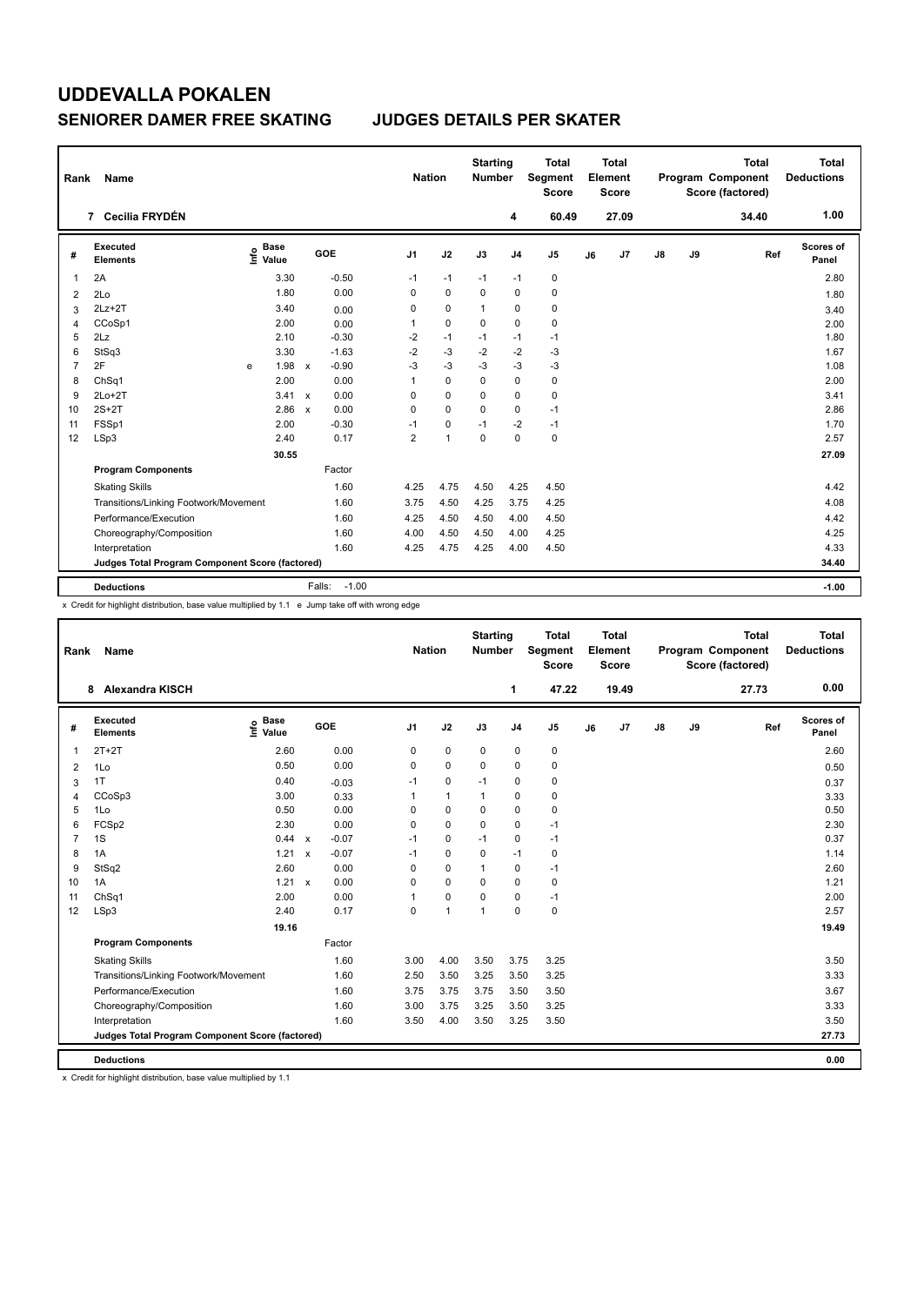# UDDEVALLA POKALEN

## SENIORER DAMER FREE SKATING JUDGES DETAILS PER SKATER

| Rank | Name | Nation | Starting Number | Total Segment Score | Total Element Score | Total Program Component Score (factored) | Total Deductions |
|---|---|---|---|---|---|---|---|
| 7 | Cecilia FRYDÉN | | 4 | 60.49 | 27.09 | 34.40 | 1.00 |

| # | Executed Elements | Info | Base Value | | GOE | J1 | J2 | J3 | J4 | J5 | J6 | J7 | J8 | J9 | Ref | Scores of Panel |
|---|---|---|---|---|---|---|---|---|---|---|---|---|---|---|---|---|
| 1 | 2A | | 3.30 | | -0.50 | -1 | -1 | -1 | -1 | 0 | | | | | | 2.80 |
| 2 | 2Lo | | 1.80 | | 0.00 | 0 | 0 | 0 | 0 | 0 | | | | | | 1.80 |
| 3 | 2Lz+2T | | 3.40 | | 0.00 | 0 | 0 | 1 | 0 | 0 | | | | | | 3.40 |
| 4 | CCoSp1 | | 2.00 | | 0.00 | 1 | 0 | 0 | 0 | 0 | | | | | | 2.00 |
| 5 | 2Lz | | 2.10 | | -0.30 | -2 | -1 | -1 | -1 | -1 | | | | | | 1.80 |
| 6 | StSq3 | | 3.30 | | -1.63 | -2 | -3 | -2 | -2 | -3 | | | | | | 1.67 |
| 7 | 2F | e | 1.98 | x | -0.90 | -3 | -3 | -3 | -3 | -3 | | | | | | 1.08 |
| 8 | ChSq1 | | 2.00 | | 0.00 | 1 | 0 | 0 | 0 | 0 | | | | | | 2.00 |
| 9 | 2Lo+2T | | 3.41 | x | 0.00 | 0 | 0 | 0 | 0 | 0 | | | | | | 3.41 |
| 10 | 2S+2T | | 2.86 | x | 0.00 | 0 | 0 | 0 | 0 | -1 | | | | | | 2.86 |
| 11 | FSSp1 | | 2.00 | | -0.30 | -1 | 0 | -1 | -2 | -1 | | | | | | 1.70 |
| 12 | LSp3 | | 2.40 | | 0.17 | 2 | 1 | 0 | 0 | 0 | | | | | | 2.57 |
| | | | 30.55 | | | | | | | | | | | | | 27.09 |
| | **Program Components** | | | | Factor | | | | | | | | | | | |
| | Skating Skills | | | | 1.60 | 4.25 | 4.75 | 4.50 | 4.25 | 4.50 | | | | | | 4.42 |
| | Transitions/Linking Footwork/Movement | | | | 1.60 | 3.75 | 4.50 | 4.25 | 3.75 | 4.25 | | | | | | 4.08 |
| | Performance/Execution | | | | 1.60 | 4.25 | 4.50 | 4.50 | 4.00 | 4.50 | | | | | | 4.42 |
| | Choreography/Composition | | | | 1.60 | 4.00 | 4.50 | 4.50 | 4.00 | 4.25 | | | | | | 4.25 |
| | Interpretation | | | | 1.60 | 4.25 | 4.75 | 4.25 | 4.00 | 4.50 | | | | | | 4.33 |
| | **Judges Total Program Component Score (factored)** | | | | | | | | | | | | | | | 34.40 |
| | **Deductions** | | | | Falls: -1.00 | | | | | | | | | | | -1.00 |

x Credit for highlight distribution, base value multiplied by 1.1 e Jump take off with wrong edge

| Rank | Name | Nation | Starting Number | Total Segment Score | Total Element Score | Total Program Component Score (factored) | Total Deductions |
|---|---|---|---|---|---|---|---|
| 8 | Alexandra KISCH | | 1 | 47.22 | 19.49 | 27.73 | 0.00 |

| # | Executed Elements | Info | Base Value | | GOE | J1 | J2 | J3 | J4 | J5 | J6 | J7 | J8 | J9 | Ref | Scores of Panel |
|---|---|---|---|---|---|---|---|---|---|---|---|---|---|---|---|---|
| 1 | 2T+2T | | 2.60 | | 0.00 | 0 | 0 | 0 | 0 | 0 | | | | | | 2.60 |
| 2 | 1Lo | | 0.50 | | 0.00 | 0 | 0 | 0 | 0 | 0 | | | | | | 0.50 |
| 3 | 1T | | 0.40 | | -0.03 | -1 | 0 | -1 | 0 | 0 | | | | | | 0.37 |
| 4 | CCoSp3 | | 3.00 | | 0.33 | 1 | 1 | 1 | 0 | 0 | | | | | | 3.33 |
| 5 | 1Lo | | 0.50 | | 0.00 | 0 | 0 | 0 | 0 | 0 | | | | | | 0.50 |
| 6 | FCSp2 | | 2.30 | | 0.00 | 0 | 0 | 0 | 0 | -1 | | | | | | 2.30 |
| 7 | 1S | | 0.44 | x | -0.07 | -1 | 0 | -1 | 0 | -1 | | | | | | 0.37 |
| 8 | 1A | | 1.21 | x | -0.07 | -1 | 0 | 0 | -1 | 0 | | | | | | 1.14 |
| 9 | StSq2 | | 2.60 | | 0.00 | 0 | 0 | 1 | 0 | -1 | | | | | | 2.60 |
| 10 | 1A | | 1.21 | x | 0.00 | 0 | 0 | 0 | 0 | 0 | | | | | | 1.21 |
| 11 | ChSq1 | | 2.00 | | 0.00 | 1 | 0 | 0 | 0 | -1 | | | | | | 2.00 |
| 12 | LSp3 | | 2.40 | | 0.17 | 0 | 1 | 1 | 0 | 0 | | | | | | 2.57 |
| | | | 19.16 | | | | | | | | | | | | | 19.49 |
| | **Program Components** | | | | Factor | | | | | | | | | | | |
| | Skating Skills | | | | 1.60 | 3.00 | 4.00 | 3.50 | 3.75 | 3.25 | | | | | | 3.50 |
| | Transitions/Linking Footwork/Movement | | | | 1.60 | 2.50 | 3.50 | 3.25 | 3.50 | 3.25 | | | | | | 3.33 |
| | Performance/Execution | | | | 1.60 | 3.75 | 3.75 | 3.75 | 3.50 | 3.50 | | | | | | 3.67 |
| | Choreography/Composition | | | | 1.60 | 3.00 | 3.75 | 3.25 | 3.50 | 3.25 | | | | | | 3.33 |
| | Interpretation | | | | 1.60 | 3.50 | 4.00 | 3.50 | 3.25 | 3.50 | | | | | | 3.50 |
| | **Judges Total Program Component Score (factored)** | | | | | | | | | | | | | | | 27.73 |
| | **Deductions** | | | | | | | | | | | | | | | 0.00 |

x Credit for highlight distribution, base value multiplied by 1.1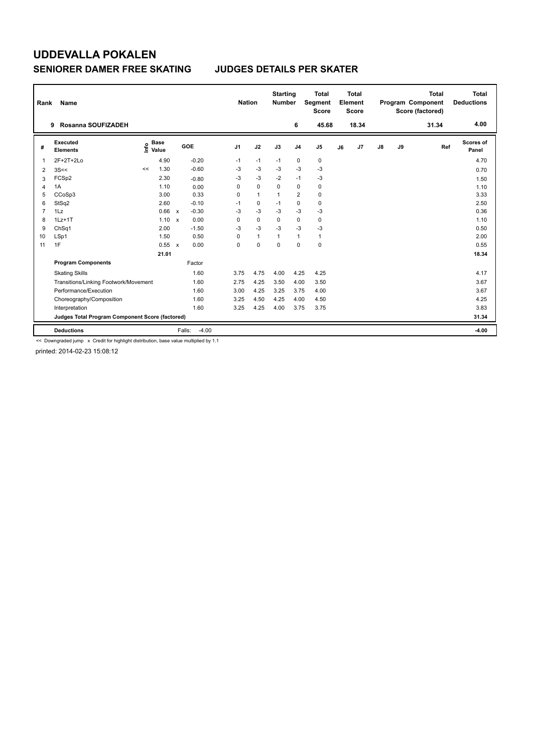# UDDEVALLA POKALEN

## SENIORER DAMER FREE SKATING JUDGES DETAILS PER SKATER

| Rank | Name | Nation | Starting Number | Total Segment Score | Total Element Score | Total Program Component Score (factored) | Total Deductions |
|---|---|---|---|---|---|---|---|
| 9 | Rosanna SOUFIZADEH | | 6 | 45.68 | 18.34 | 31.34 | 4.00 |

| # | Executed Elements | Info | Base Value | | GOE | J1 | J2 | J3 | J4 | J5 | J6 | J7 | J8 | J9 | Ref | Scores of Panel |
|---|---|---|---|---|---|---|---|---|---|---|---|---|---|---|---|---|
| 1 | 2F+2T+2Lo | | 4.90 | | -0.20 | -1 | -1 | -1 | 0 | 0 | | | | | | 4.70 |
| 2 | 3S<< | << | 1.30 | | -0.60 | -3 | -3 | -3 | -3 | -3 | | | | | | 0.70 |
| 3 | FCSp2 | | 2.30 | | -0.80 | -3 | -3 | -2 | -1 | -3 | | | | | | 1.50 |
| 4 | 1A | | 1.10 | | 0.00 | 0 | 0 | 0 | 0 | 0 | | | | | | 1.10 |
| 5 | CCoSp3 | | 3.00 | | 0.33 | 0 | 1 | 1 | 2 | 0 | | | | | | 3.33 |
| 6 | StSq2 | | 2.60 | | -0.10 | -1 | 0 | -1 | 0 | 0 | | | | | | 2.50 |
| 7 | 1Lz | | 0.66 | x | -0.30 | -3 | -3 | -3 | -3 | -3 | | | | | | 0.36 |
| 8 | 1Lz+1T | | 1.10 | x | 0.00 | 0 | 0 | 0 | 0 | 0 | | | | | | 1.10 |
| 9 | ChSq1 | | 2.00 | | -1.50 | -3 | -3 | -3 | -3 | -3 | | | | | | 0.50 |
| 10 | LSp1 | | 1.50 | | 0.50 | 0 | 1 | 1 | 1 | 1 | | | | | | 2.00 |
| 11 | 1F | | 0.55 | x | 0.00 | 0 | 0 | 0 | 0 | 0 | | | | | | 0.55 |
| | | | 21.01 | | | | | | | | | | | | | 18.34 |
| | **Program Components** | | | | Factor | | | | | | | | | | | |
| | Skating Skills | | | | 1.60 | 3.75 | 4.75 | 4.00 | 4.25 | 4.25 | | | | | | 4.17 |
| | Transitions/Linking Footwork/Movement | | | | 1.60 | 2.75 | 4.25 | 3.50 | 4.00 | 3.50 | | | | | | 3.67 |
| | Performance/Execution | | | | 1.60 | 3.00 | 4.25 | 3.25 | 3.75 | 4.00 | | | | | | 3.67 |
| | Choreography/Composition | | | | 1.60 | 3.25 | 4.50 | 4.25 | 4.00 | 4.50 | | | | | | 4.25 |
| | Interpretation | | | | 1.60 | 3.25 | 4.25 | 4.00 | 3.75 | 3.75 | | | | | | 3.83 |
| | **Judges Total Program Component Score (factored)** | | | | | | | | | | | | | | | 31.34 |
| | **Deductions** | | | | Falls: -4.00 | | | | | | | | | | | -4.00 |

<< Downgraded jump x Credit for highlight distribution, base value multiplied by 1.1

printed: 2014-02-23 15:08:12